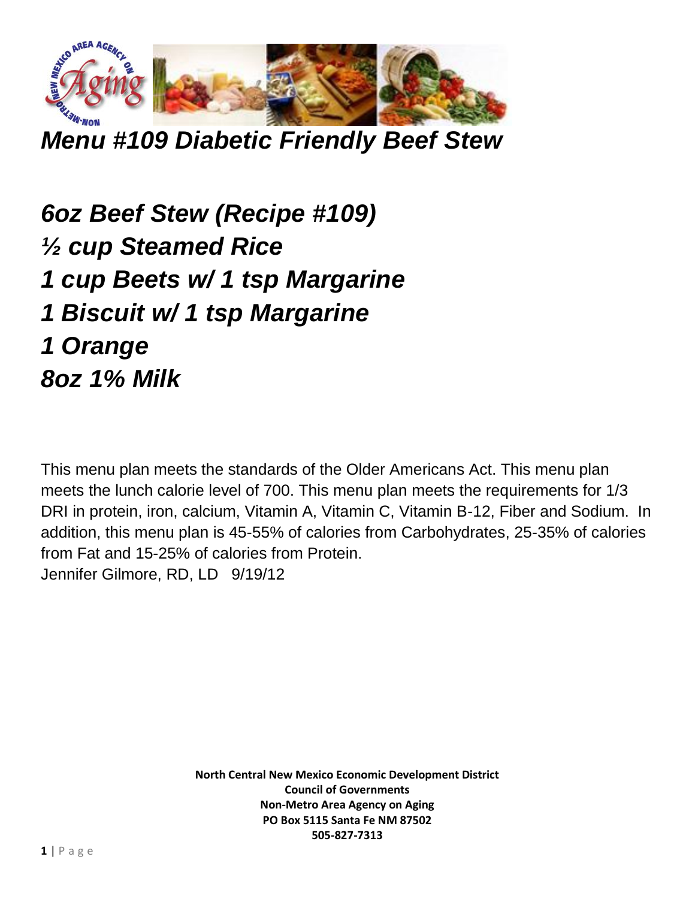# *Menu #109 Diabetic Friendly Beef Stew*

***6oz Beef Stew (Recipe #109)***
***½ cup Steamed Rice***
***1 cup Beets w/ 1 tsp Margarine***
***1 Biscuit w/ 1 tsp Margarine***
***1 Orange***
***8oz 1% Milk***

This menu plan meets the standards of the Older Americans Act. This menu plan meets the lunch calorie level of 700. This menu plan meets the requirements for 1/3 DRI in protein, iron, calcium, Vitamin A, Vitamin C, Vitamin B-12, Fiber and Sodium. In addition, this menu plan is 45-55% of calories from Carbohydrates, 25-35% of calories from Fat and 15-25% of calories from Protein.
Jennifer Gilmore, RD, LD 9/19/12

**North Central New Mexico Economic Development District**
**Council of Governments**
**Non-Metro Area Agency on Aging**
**PO Box 5115 Santa Fe NM 87502**
**505-827-7313**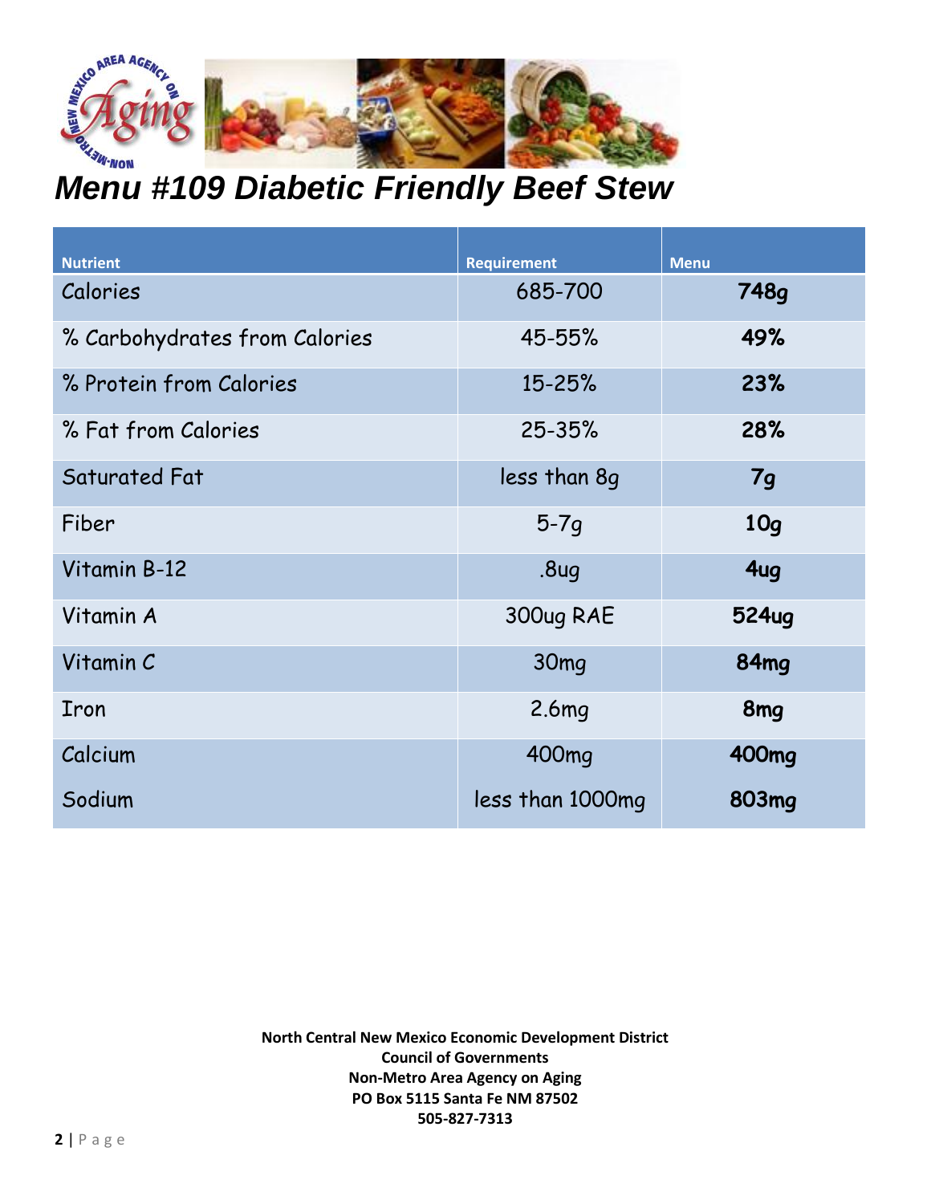# *Menu #109 Diabetic Friendly Beef Stew*

| Nutrient | Requirement | Menu |
|---|---|---|
| Calories | 685-700 | **748g** |
| % Carbohydrates from Calories | 45-55% | **49%** |
| % Protein from Calories | 15-25% | **23%** |
| % Fat from Calories | 25-35% | **28%** |
| Saturated Fat | less than 8g | **7g** |
| Fiber | 5-7g | **10g** |
| Vitamin B-12 | .8ug | **4ug** |
| Vitamin A | 300ug RAE | **524ug** |
| Vitamin C | 30mg | **84mg** |
| Iron | 2.6mg | **8mg** |
| Calcium | 400mg | **400mg** |
| Sodium | less than 1000mg | **803mg** |

**North Central New Mexico Economic Development District**
**Council of Governments**
**Non-Metro Area Agency on Aging**
**PO Box 5115 Santa Fe NM 87502**
**505-827-7313**